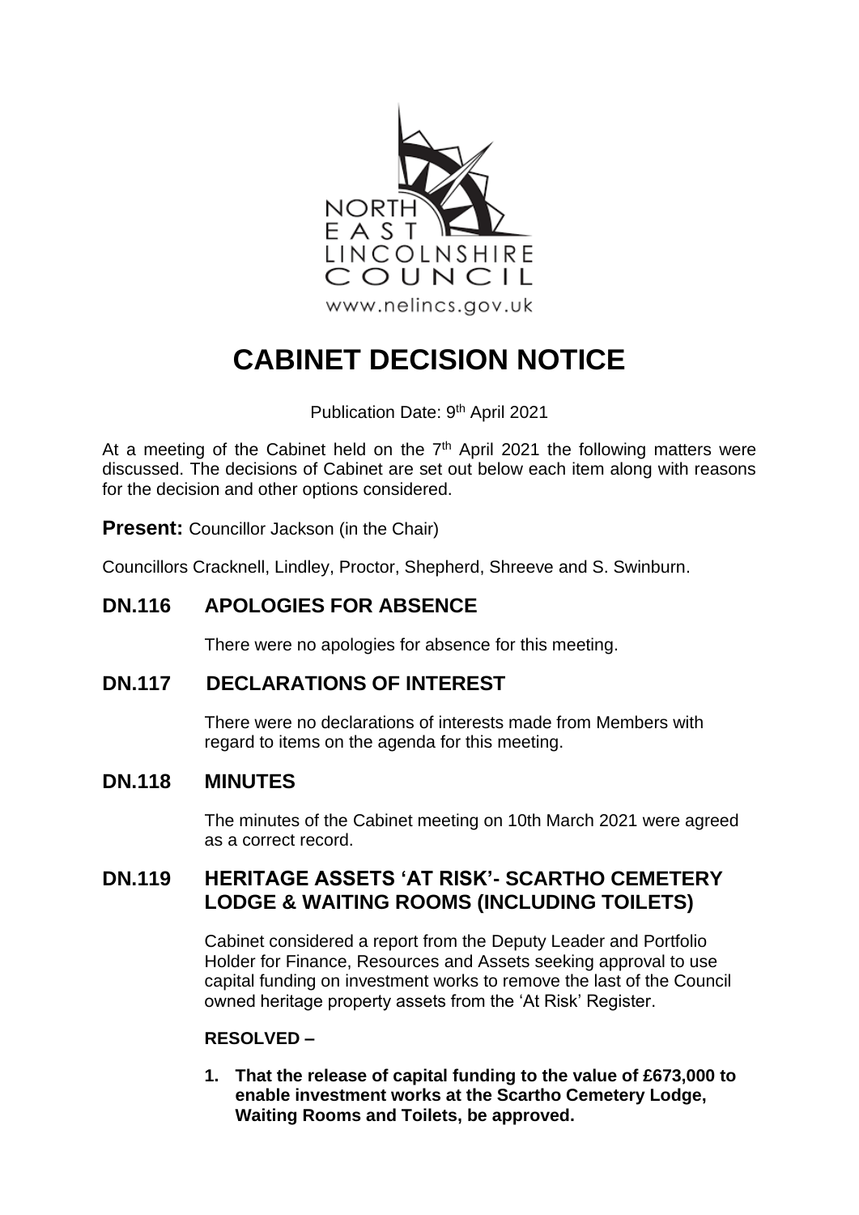NORTH EAST LINCOLNSHIRE COUNCIL

www.nelincs.gov.uk

# CABINET DECISION NOTICE

Publication Date: 9th April 2021

At a meeting of the Cabinet held on the 7th April 2021 the following matters were discussed. The decisions of Cabinet are set out below each item along with reasons for the decision and other options considered.

**Present:** Councillor Jackson (in the Chair)

Councillors Cracknell, Lindley, Proctor, Shepherd, Shreeve and S. Swinburn.

## DN.116 APOLOGIES FOR ABSENCE

There were no apologies for absence for this meeting.

## DN.117 DECLARATIONS OF INTEREST

There were no declarations of interests made from Members with regard to items on the agenda for this meeting.

## DN.118 MINUTES

The minutes of the Cabinet meeting on 10th March 2021 were agreed as a correct record.

## DN.119 HERITAGE ASSETS 'AT RISK'- SCARTHO CEMETERY LODGE & WAITING ROOMS (INCLUDING TOILETS)

Cabinet considered a report from the Deputy Leader and Portfolio Holder for Finance, Resources and Assets seeking approval to use capital funding on investment works to remove the last of the Council owned heritage property assets from the 'At Risk' Register.

**RESOLVED –**

1. **That the release of capital funding to the value of £673,000 to enable investment works at the Scartho Cemetery Lodge, Waiting Rooms and Toilets, be approved.**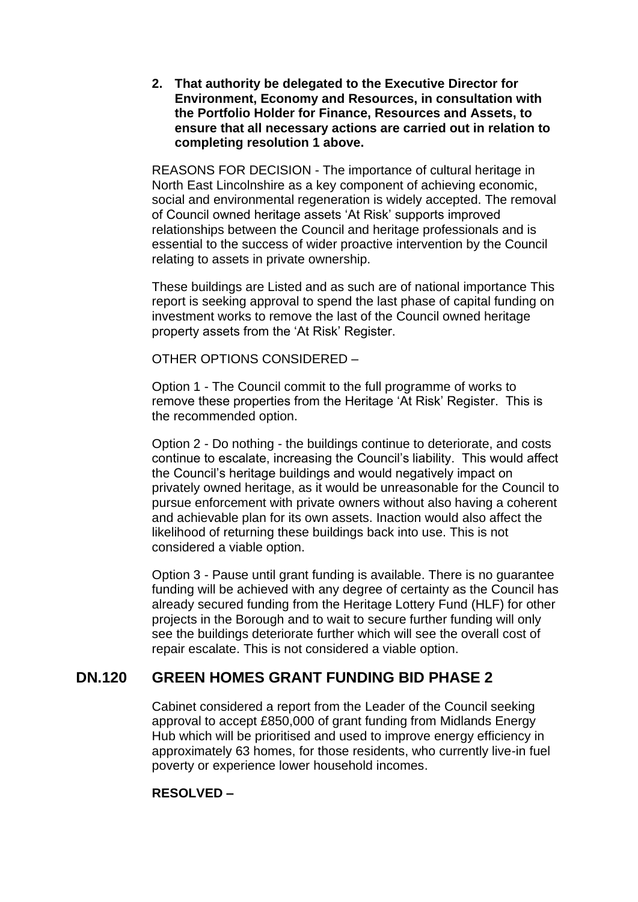**2. That authority be delegated to the Executive Director for Environment, Economy and Resources, in consultation with the Portfolio Holder for Finance, Resources and Assets, to ensure that all necessary actions are carried out in relation to completing resolution 1 above.**

REASONS FOR DECISION - The importance of cultural heritage in North East Lincolnshire as a key component of achieving economic, social and environmental regeneration is widely accepted. The removal of Council owned heritage assets 'At Risk' supports improved relationships between the Council and heritage professionals and is essential to the success of wider proactive intervention by the Council relating to assets in private ownership.

These buildings are Listed and as such are of national importance This report is seeking approval to spend the last phase of capital funding on investment works to remove the last of the Council owned heritage property assets from the 'At Risk' Register.

OTHER OPTIONS CONSIDERED –

Option 1 - The Council commit to the full programme of works to remove these properties from the Heritage 'At Risk' Register. This is the recommended option.

Option 2 - Do nothing - the buildings continue to deteriorate, and costs continue to escalate, increasing the Council's liability. This would affect the Council's heritage buildings and would negatively impact on privately owned heritage, as it would be unreasonable for the Council to pursue enforcement with private owners without also having a coherent and achievable plan for its own assets. Inaction would also affect the likelihood of returning these buildings back into use. This is not considered a viable option.

Option 3 - Pause until grant funding is available. There is no guarantee funding will be achieved with any degree of certainty as the Council has already secured funding from the Heritage Lottery Fund (HLF) for other projects in the Borough and to wait to secure further funding will only see the buildings deteriorate further which will see the overall cost of repair escalate. This is not considered a viable option.

## DN.120 GREEN HOMES GRANT FUNDING BID PHASE 2

Cabinet considered a report from the Leader of the Council seeking approval to accept £850,000 of grant funding from Midlands Energy Hub which will be prioritised and used to improve energy efficiency in approximately 63 homes, for those residents, who currently live-in fuel poverty or experience lower household incomes.

**RESOLVED –**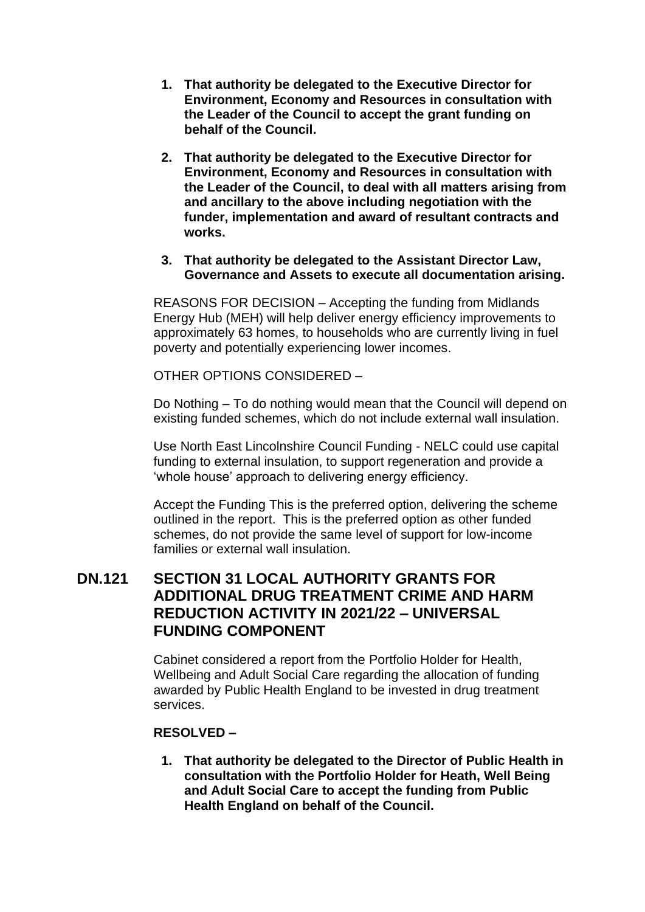1. **That authority be delegated to the Executive Director for Environment, Economy and Resources in consultation with the Leader of the Council to accept the grant funding on behalf of the Council.**

2. **That authority be delegated to the Executive Director for Environment, Economy and Resources in consultation with the Leader of the Council, to deal with all matters arising from and ancillary to the above including negotiation with the funder, implementation and award of resultant contracts and works.**

3. **That authority be delegated to the Assistant Director Law, Governance and Assets to execute all documentation arising.**

REASONS FOR DECISION – Accepting the funding from Midlands Energy Hub (MEH) will help deliver energy efficiency improvements to approximately 63 homes, to households who are currently living in fuel poverty and potentially experiencing lower incomes.

OTHER OPTIONS CONSIDERED –

Do Nothing – To do nothing would mean that the Council will depend on existing funded schemes, which do not include external wall insulation.

Use North East Lincolnshire Council Funding - NELC could use capital funding to external insulation, to support regeneration and provide a 'whole house' approach to delivering energy efficiency.

Accept the Funding This is the preferred option, delivering the scheme outlined in the report. This is the preferred option as other funded schemes, do not provide the same level of support for low-income families or external wall insulation.

## DN.121 SECTION 31 LOCAL AUTHORITY GRANTS FOR ADDITIONAL DRUG TREATMENT CRIME AND HARM REDUCTION ACTIVITY IN 2021/22 – UNIVERSAL FUNDING COMPONENT

Cabinet considered a report from the Portfolio Holder for Health, Wellbeing and Adult Social Care regarding the allocation of funding awarded by Public Health England to be invested in drug treatment services.

**RESOLVED –**

1. **That authority be delegated to the Director of Public Health in consultation with the Portfolio Holder for Heath, Well Being and Adult Social Care to accept the funding from Public Health England on behalf of the Council.**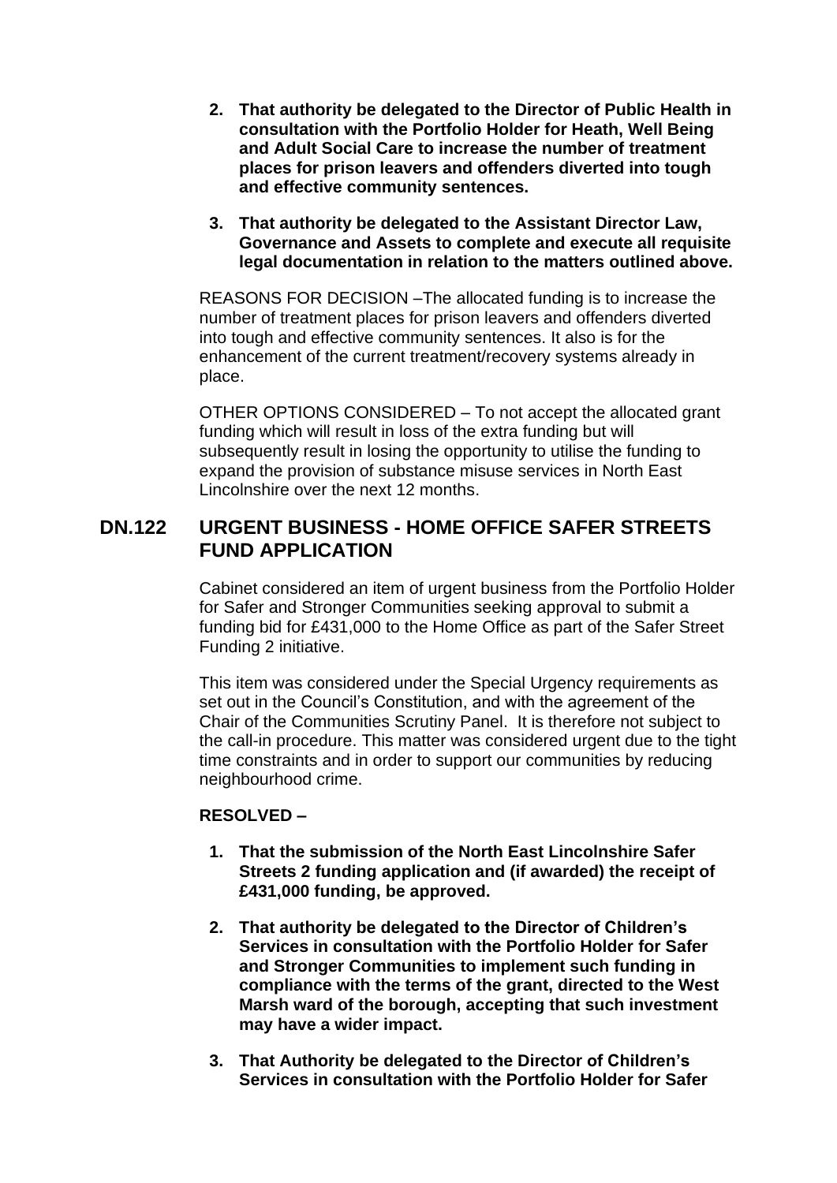2. **That authority be delegated to the Director of Public Health in consultation with the Portfolio Holder for Heath, Well Being and Adult Social Care to increase the number of treatment places for prison leavers and offenders diverted into tough and effective community sentences.**

3. **That authority be delegated to the Assistant Director Law, Governance and Assets to complete and execute all requisite legal documentation in relation to the matters outlined above.**

REASONS FOR DECISION –The allocated funding is to increase the number of treatment places for prison leavers and offenders diverted into tough and effective community sentences. It also is for the enhancement of the current treatment/recovery systems already in place.

OTHER OPTIONS CONSIDERED – To not accept the allocated grant funding which will result in loss of the extra funding but will subsequently result in losing the opportunity to utilise the funding to expand the provision of substance misuse services in North East Lincolnshire over the next 12 months.

## DN.122 URGENT BUSINESS - HOME OFFICE SAFER STREETS FUND APPLICATION

Cabinet considered an item of urgent business from the Portfolio Holder for Safer and Stronger Communities seeking approval to submit a funding bid for £431,000 to the Home Office as part of the Safer Street Funding 2 initiative.

This item was considered under the Special Urgency requirements as set out in the Council's Constitution, and with the agreement of the Chair of the Communities Scrutiny Panel. It is therefore not subject to the call-in procedure. This matter was considered urgent due to the tight time constraints and in order to support our communities by reducing neighbourhood crime.

**RESOLVED –**

1. **That the submission of the North East Lincolnshire Safer Streets 2 funding application and (if awarded) the receipt of £431,000 funding, be approved.**

2. **That authority be delegated to the Director of Children's Services in consultation with the Portfolio Holder for Safer and Stronger Communities to implement such funding in compliance with the terms of the grant, directed to the West Marsh ward of the borough, accepting that such investment may have a wider impact.**

3. **That Authority be delegated to the Director of Children's Services in consultation with the Portfolio Holder for Safer**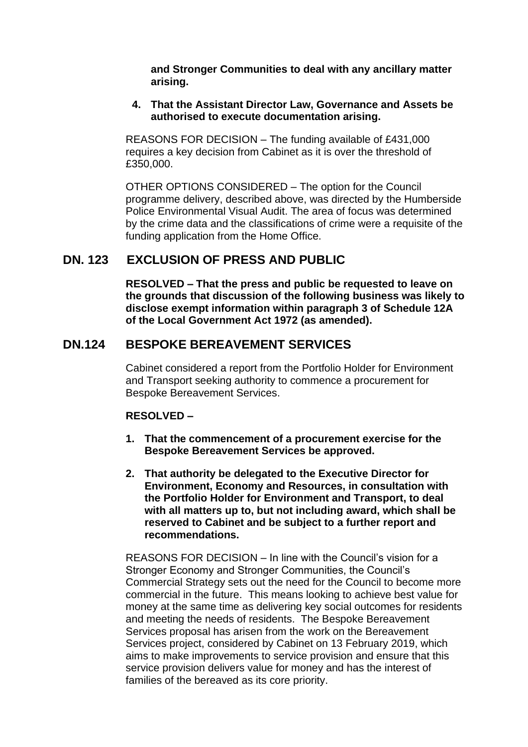**and Stronger Communities to deal with any ancillary matter arising.**

4. **That the Assistant Director Law, Governance and Assets be authorised to execute documentation arising.**

REASONS FOR DECISION – The funding available of £431,000 requires a key decision from Cabinet as it is over the threshold of £350,000.

OTHER OPTIONS CONSIDERED – The option for the Council programme delivery, described above, was directed by the Humberside Police Environmental Visual Audit. The area of focus was determined by the crime data and the classifications of crime were a requisite of the funding application from the Home Office.

## DN. 123 EXCLUSION OF PRESS AND PUBLIC

**RESOLVED – That the press and public be requested to leave on the grounds that discussion of the following business was likely to disclose exempt information within paragraph 3 of Schedule 12A of the Local Government Act 1972 (as amended).**

## DN.124 BESPOKE BEREAVEMENT SERVICES

Cabinet considered a report from the Portfolio Holder for Environment and Transport seeking authority to commence a procurement for Bespoke Bereavement Services.

**RESOLVED –**

1. **That the commencement of a procurement exercise for the Bespoke Bereavement Services be approved.**

2. **That authority be delegated to the Executive Director for Environment, Economy and Resources, in consultation with the Portfolio Holder for Environment and Transport, to deal with all matters up to, but not including award, which shall be reserved to Cabinet and be subject to a further report and recommendations.**

REASONS FOR DECISION – In line with the Council's vision for a Stronger Economy and Stronger Communities, the Council's Commercial Strategy sets out the need for the Council to become more commercial in the future. This means looking to achieve best value for money at the same time as delivering key social outcomes for residents and meeting the needs of residents. The Bespoke Bereavement Services proposal has arisen from the work on the Bereavement Services project, considered by Cabinet on 13 February 2019, which aims to make improvements to service provision and ensure that this service provision delivers value for money and has the interest of families of the bereaved as its core priority.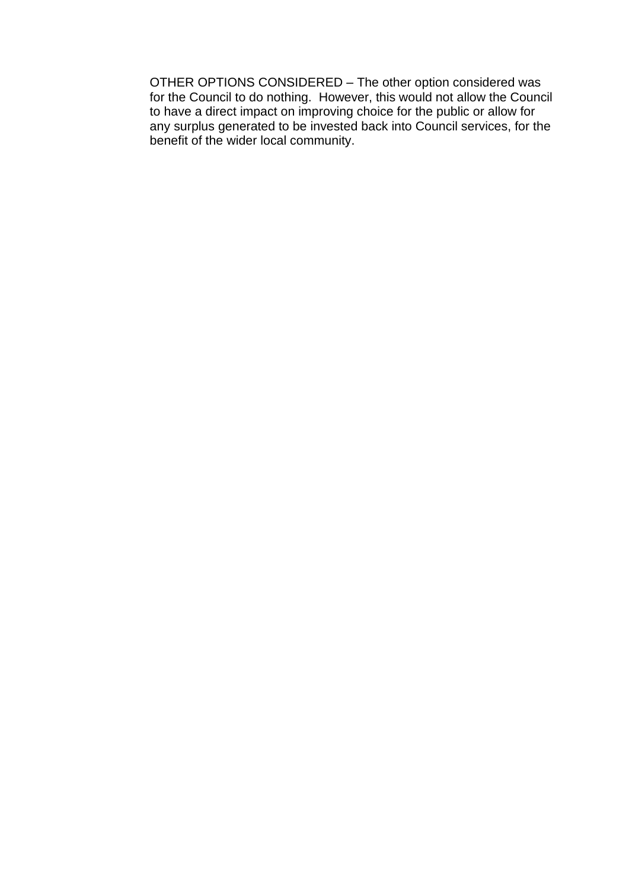OTHER OPTIONS CONSIDERED – The other option considered was for the Council to do nothing. However, this would not allow the Council to have a direct impact on improving choice for the public or allow for any surplus generated to be invested back into Council services, for the benefit of the wider local community.